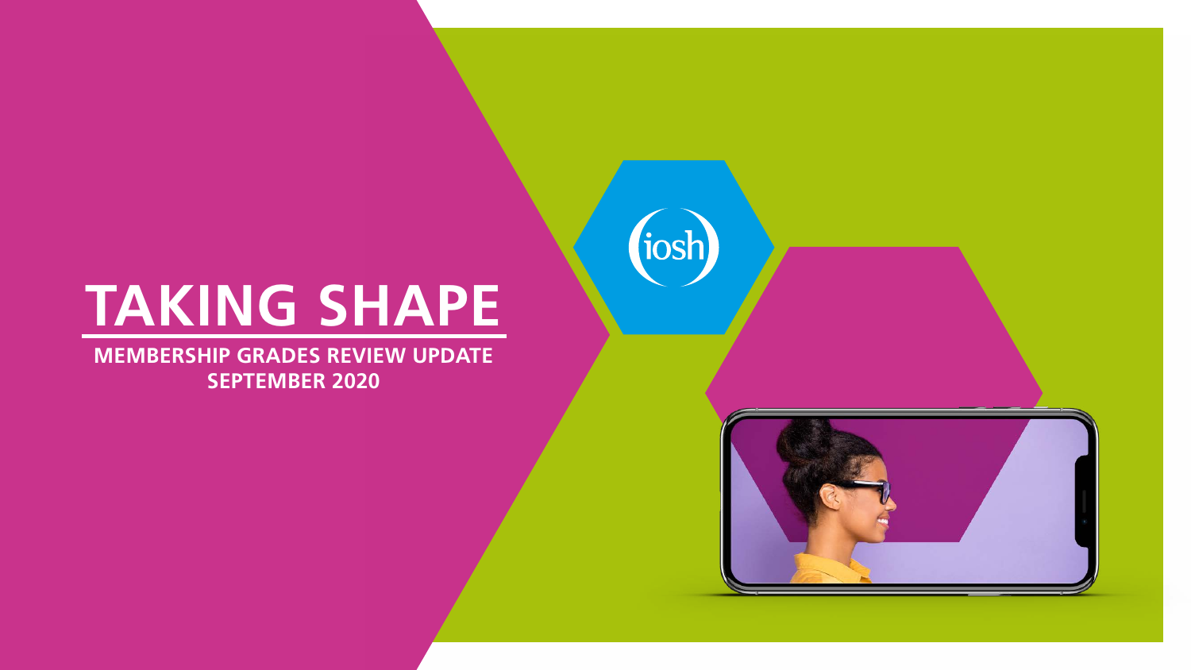# TAKING SHAPE

**MEMBERSHIP GRADES REVIEW UPDATE**
**SEPTEMBER 2020**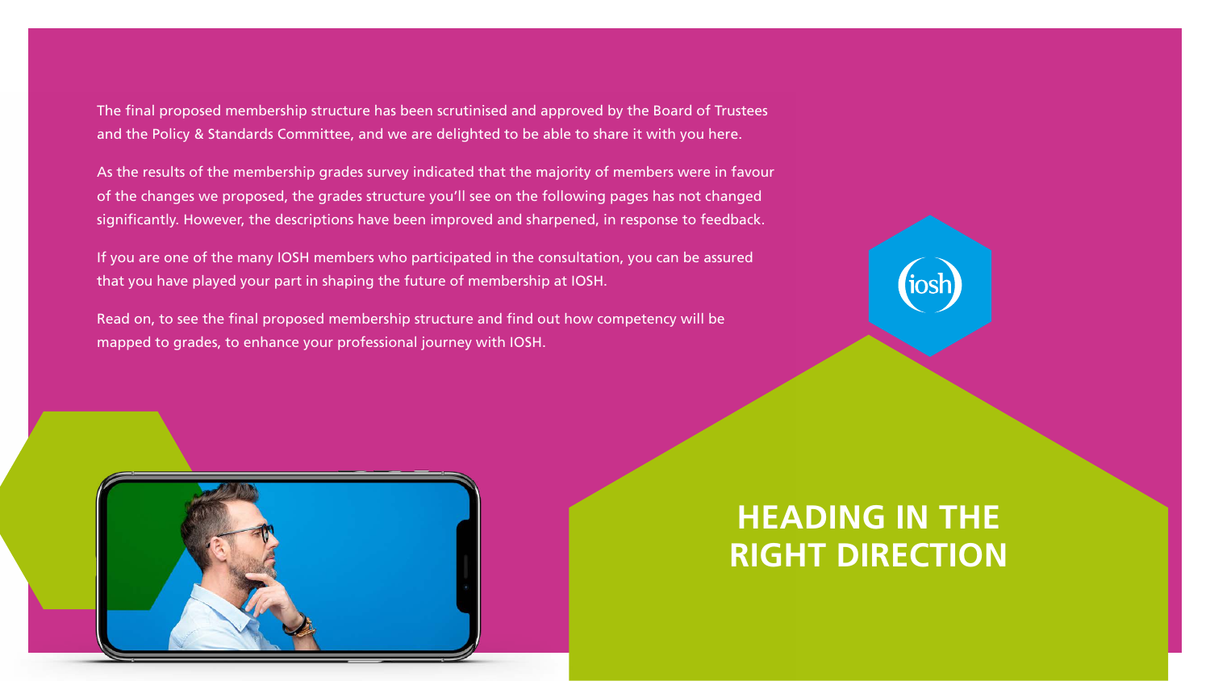# HEADING IN THE RIGHT DIRECTION

The final proposed membership structure has been scrutinised and approved by the Board of Trustees and the Policy & Standards Committee, and we are delighted to be able to share it with you here.

As the results of the membership grades survey indicated that the majority of members were in favour of the changes we proposed, the grades structure you'll see on the following pages has not changed significantly. However, the descriptions have been improved and sharpened, in response to feedback.

If you are one of the many IOSH members who participated in the consultation, you can be assured that you have played your part in shaping the future of membership at IOSH.

Read on, to see the final proposed membership structure and find out how competency will be mapped to grades, to enhance your professional journey with IOSH.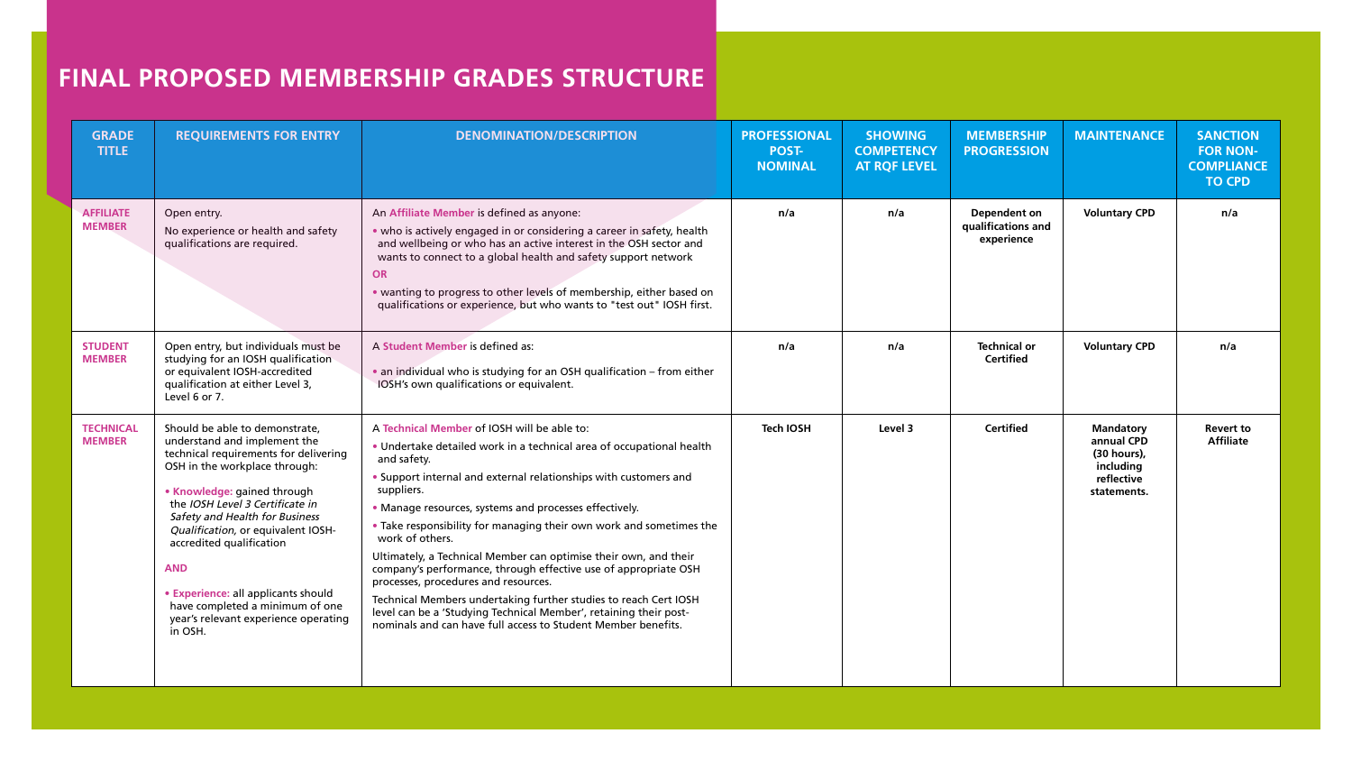# FINAL PROPOSED MEMBERSHIP GRADES STRUCTURE

| GRADE TITLE | REQUIREMENTS FOR ENTRY | DENOMINATION/DESCRIPTION | PROFESSIONAL POST-NOMINAL | SHOWING COMPETENCY AT RQF LEVEL | MEMBERSHIP PROGRESSION | MAINTENANCE | SANCTION FOR NON-COMPLIANCE TO CPD |
|---|---|---|---|---|---|---|---|
| **AFFILIATE MEMBER** | Open entry.<br>No experience or health and safety qualifications are required. | An **Affiliate Member** is defined as anyone:<br>• who is actively engaged in or considering a career in safety, health and wellbeing or who has an active interest in the OSH sector and wants to connect to a global health and safety support network<br>**OR**<br>• wanting to progress to other levels of membership, either based on qualifications or experience, but who wants to "test out" IOSH first. | n/a | n/a | **Dependent on qualifications and experience** | **Voluntary CPD** | n/a |
| **STUDENT MEMBER** | Open entry, but individuals must be studying for an IOSH qualification or equivalent IOSH-accredited qualification at either Level 3, Level 6 or 7. | A **Student Member** is defined as:<br>• an individual who is studying for an OSH qualification – from either IOSH's own qualifications or equivalent. | n/a | n/a | **Technical or Certified** | **Voluntary CPD** | n/a |
| **TECHNICAL MEMBER** | Should be able to demonstrate, understand and implement the technical requirements for delivering OSH in the workplace through:<br>• **Knowledge:** gained through the *IOSH Level 3 Certificate in Safety and Health for Business Qualification*, or equivalent IOSH-accredited qualification<br>**AND**<br>• **Experience:** all applicants should have completed a minimum of one year's relevant experience operating in OSH. | A **Technical Member** of IOSH will be able to:<br>• Undertake detailed work in a technical area of occupational health and safety.<br>• Support internal and external relationships with customers and suppliers.<br>• Manage resources, systems and processes effectively.<br>• Take responsibility for managing their own work and sometimes the work of others.<br>Ultimately, a Technical Member can optimise their own, and their company's performance, through effective use of appropriate OSH processes, procedures and resources.<br>Technical Members undertaking further studies to reach Cert IOSH level can be a 'Studying Technical Member', retaining their post-nominals and can have full access to Student Member benefits. | **Tech IOSH** | **Level 3** | **Certified** | **Mandatory annual CPD (30 hours), including reflective statements.** | **Revert to Affiliate** |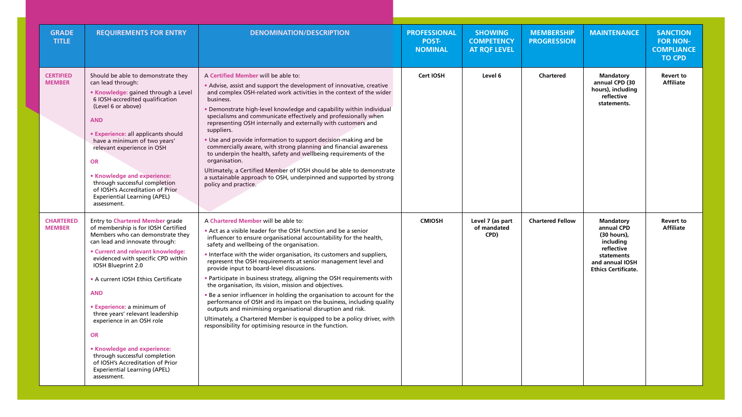| GRADE TITLE | REQUIREMENTS FOR ENTRY | DENOMINATION/DESCRIPTION | PROFESSIONAL POST-NOMINAL | SHOWING COMPETENCY AT RQF LEVEL | MEMBERSHIP PROGRESSION | MAINTENANCE | SANCTION FOR NON-COMPLIANCE TO CPD |
|---|---|---|---|---|---|---|---|
| **CERTIFIED MEMBER** | Should be able to demonstrate they can lead through:<br>• **Knowledge:** gained through a Level 6 IOSH-accredited qualification (Level 6 or above)<br>**AND**<br>• **Experience:** all applicants should have a minimum of two years' relevant experience in OSH<br>**OR**<br>• **Knowledge and experience:** through successful completion of IOSH's Accreditation of Prior Experiential Learning (APEL) assessment. | A **Certified Member** will be able to:<br>• Advise, assist and support the development of innovative, creative and complex OSH-related work activities in the context of the wider business.<br>• Demonstrate high-level knowledge and capability within individual specialisms and communicate effectively and professionally when representing OSH internally and externally with customers and suppliers.<br>• Use and provide information to support decision-making and be commercially aware, with strong planning and financial awareness to underpin the health, safety and wellbeing requirements of the organisation.<br>Ultimately, a Certified Member of IOSH should be able to demonstrate a sustainable approach to OSH, underpinned and supported by strong policy and practice. | **Cert IOSH** | **Level 6** | **Chartered** | **Mandatory annual CPD (30 hours), including reflective statements.** | **Revert to Affiliate** |
| **CHARTERED MEMBER** | Entry to **Chartered Member** grade of membership is for IOSH Certified Members who can demonstrate they can lead and innovate through:<br>• **Current and relevant knowledge:** evidenced with specific CPD within IOSH Blueprint 2.0<br>• A current IOSH Ethics Certificate<br>**AND**<br>• **Experience:** a minimum of three years' relevant leadership experience in an OSH role<br>**OR**<br>• **Knowledge and experience:** through successful completion of IOSH's Accreditation of Prior Experiential Learning (APEL) assessment. | A **Chartered Member** will be able to:<br>• Act as a visible leader for the OSH function and be a senior influencer to ensure organisational accountability for the health, safety and wellbeing of the organisation.<br>• Interface with the wider organisation, its customers and suppliers, represent the OSH requirements at senior management level and provide input to board-level discussions.<br>• Participate in business strategy, aligning the OSH requirements with the organisation, its vision, mission and objectives.<br>• Be a senior influencer in holding the organisation to account for the performance of OSH and its impact on the business, including quality outputs and minimising organisational disruption and risk.<br>Ultimately, a Chartered Member is equipped to be a policy driver, with responsibility for optimising resource in the function. | **CMIOSH** | **Level 7 (as part of mandated CPD)** | **Chartered Fellow** | **Mandatory annual CPD (30 hours), including reflective statements and annual IOSH Ethics Certificate.** | **Revert to Affiliate** |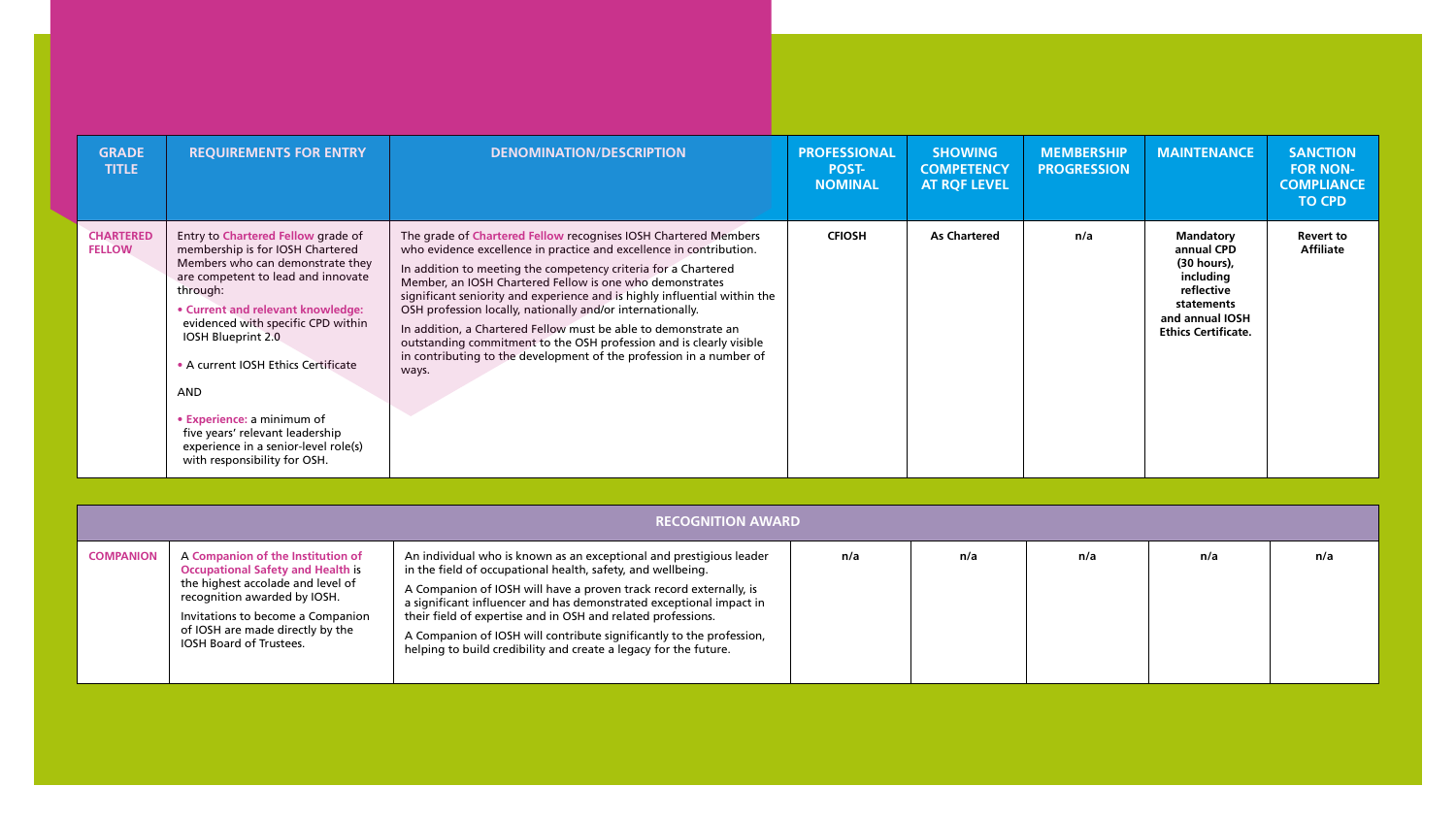| GRADE TITLE | REQUIREMENTS FOR ENTRY | DENOMINATION/DESCRIPTION | PROFESSIONAL POST-NOMINAL | SHOWING COMPETENCY AT RQF LEVEL | MEMBERSHIP PROGRESSION | MAINTENANCE | SANCTION FOR NON-COMPLIANCE TO CPD |
|---|---|---|---|---|---|---|---|
| **CHARTERED FELLOW** | Entry to **Chartered Fellow** grade of membership is for IOSH Chartered Members who can demonstrate they are competent to lead and innovate through:<br>• **Current and relevant knowledge:** evidenced with specific CPD within IOSH Blueprint 2.0<br>• A current IOSH Ethics Certificate<br>AND<br>• **Experience:** a minimum of five years' relevant leadership experience in a senior-level role(s) with responsibility for OSH. | The grade of **Chartered Fellow** recognises IOSH Chartered Members who evidence excellence in practice and excellence in contribution.<br>In addition to meeting the competency criteria for a Chartered Member, an IOSH Chartered Fellow is one who demonstrates significant seniority and experience and is highly influential within the OSH profession locally, nationally and/or internationally.<br>In addition, a Chartered Fellow must be able to demonstrate an outstanding commitment to the OSH profession and is clearly visible in contributing to the development of the profession in a number of ways. | **CFIOSH** | **As Chartered** | n/a | **Mandatory annual CPD (30 hours), including reflective statements and annual IOSH Ethics Certificate.** | **Revert to Affiliate** |
| **RECOGNITION AWARD** | | | | | | | |
| **COMPANION** | A **Companion of the Institution of Occupational Safety and Health** is the highest accolade and level of recognition awarded by IOSH.<br>Invitations to become a Companion of IOSH are made directly by the IOSH Board of Trustees. | An individual who is known as an exceptional and prestigious leader in the field of occupational health, safety, and wellbeing.<br>A Companion of IOSH will have a proven track record externally, is a significant influencer and has demonstrated exceptional impact in their field of expertise and in OSH and related professions.<br>A Companion of IOSH will contribute significantly to the profession, helping to build credibility and create a legacy for the future. | n/a | n/a | n/a | n/a | n/a |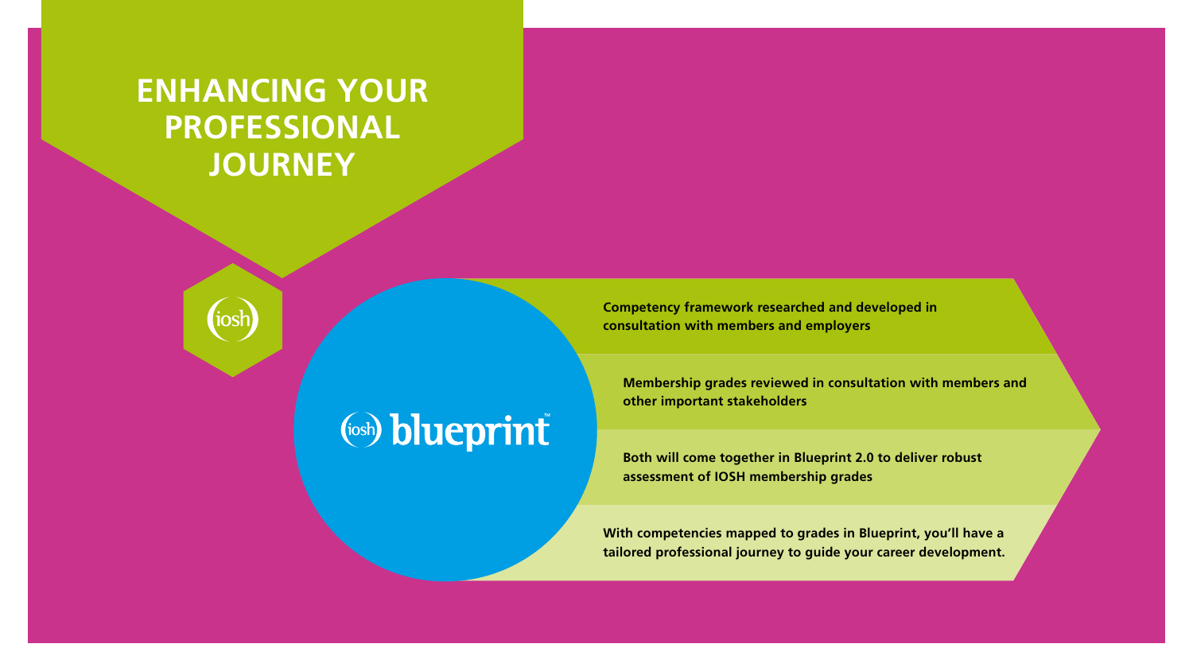# ENHANCING YOUR PROFESSIONAL JOURNEY

iosh

iosh blueprint™

**Competency framework researched and developed in consultation with members and employers**

**Membership grades reviewed in consultation with members and other important stakeholders**

**Both will come together in Blueprint 2.0 to deliver robust assessment of IOSH membership grades**

**With competencies mapped to grades in Blueprint, you'll have a tailored professional journey to guide your career development.**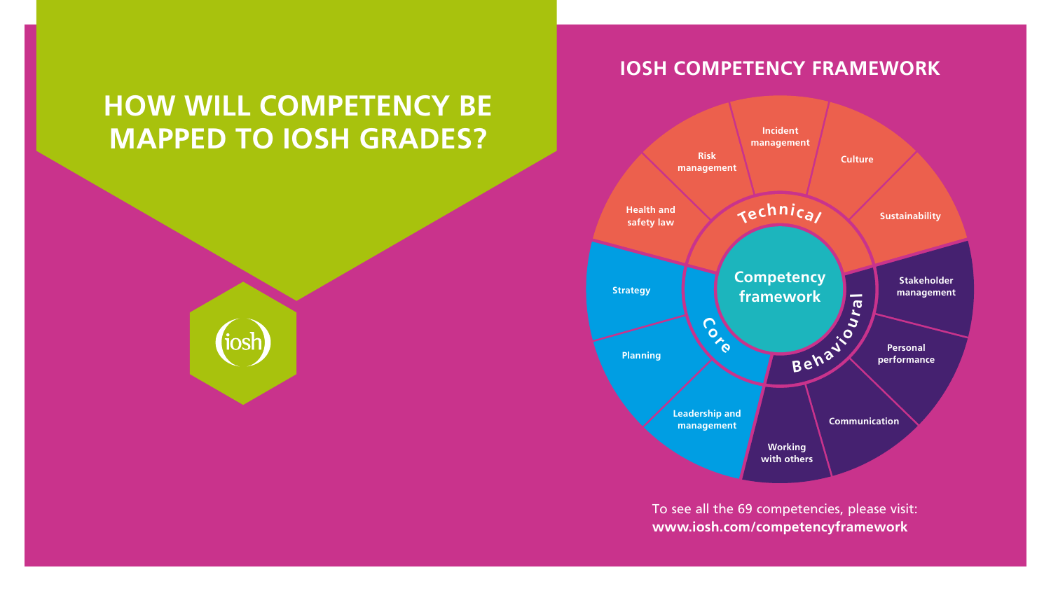# HOW WILL COMPETENCY BE MAPPED TO IOSH GRADES?

## IOSH COMPETENCY FRAMEWORK

**Competency framework**

**Technical**
- Health and safety law
- Risk management
- Incident management
- Culture
- Sustainability

**Behavioural**
- Stakeholder management
- Personal performance
- Communication
- Working with others

**Core**
- Leadership and management
- Planning
- Strategy

To see all the 69 competencies, please visit:
**www.iosh.com/competencyframework**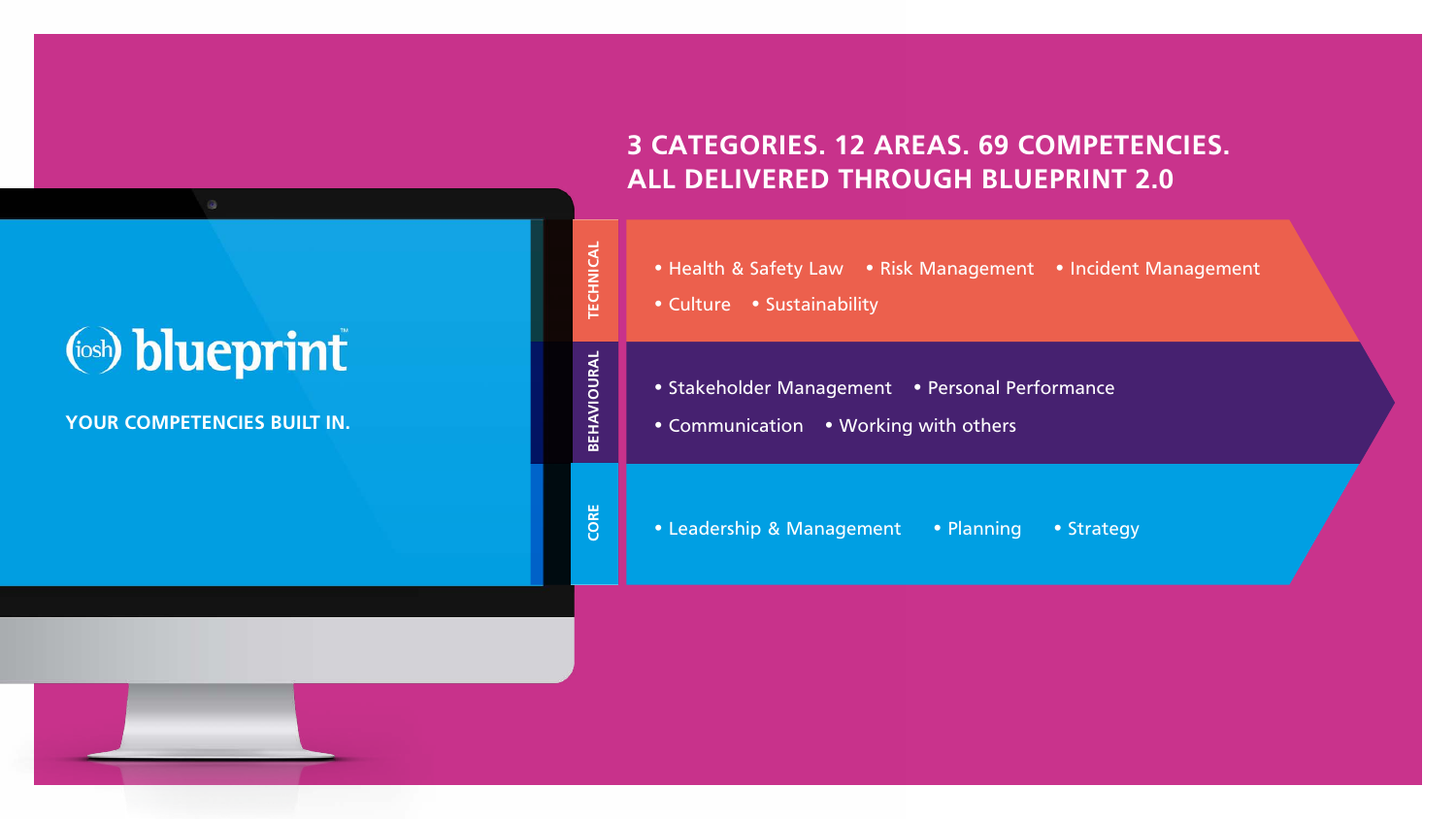iosh blueprint™

**YOUR COMPETENCIES BUILT IN.**

## 3 CATEGORIES. 12 AREAS. 69 COMPETENCIES. ALL DELIVERED THROUGH BLUEPRINT 2.0

**TECHNICAL**

- Health & Safety Law
- Risk Management
- Incident Management
- Culture
- Sustainability

**BEHAVIOURAL**

- Stakeholder Management
- Personal Performance
- Communication
- Working with others

**CORE**

- Leadership & Management
- Planning
- Strategy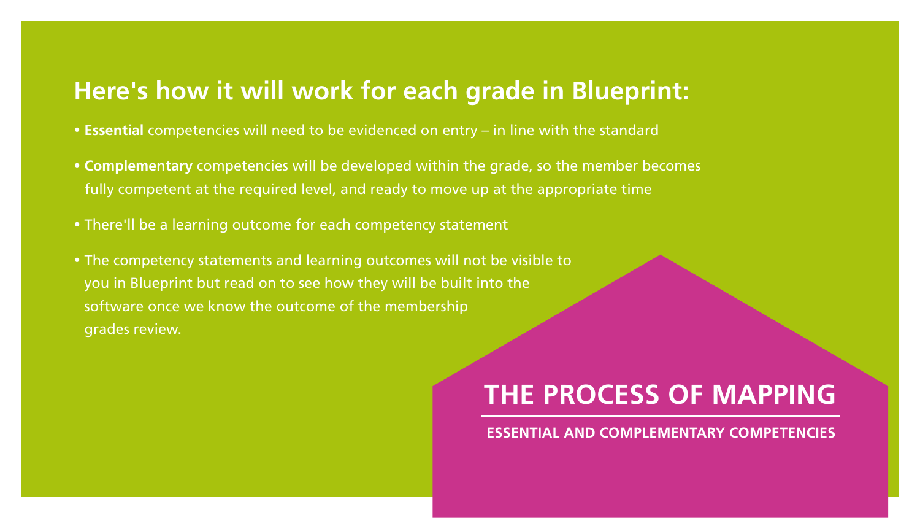## Here's how it will work for each grade in Blueprint:

- **Essential** competencies will need to be evidenced on entry – in line with the standard
- **Complementary** competencies will be developed within the grade, so the member becomes fully competent at the required level, and ready to move up at the appropriate time
- There'll be a learning outcome for each competency statement
- The competency statements and learning outcomes will not be visible to you in Blueprint but read on to see how they will be built into the software once we know the outcome of the membership grades review.

# THE PROCESS OF MAPPING

**ESSENTIAL AND COMPLEMENTARY COMPETENCIES**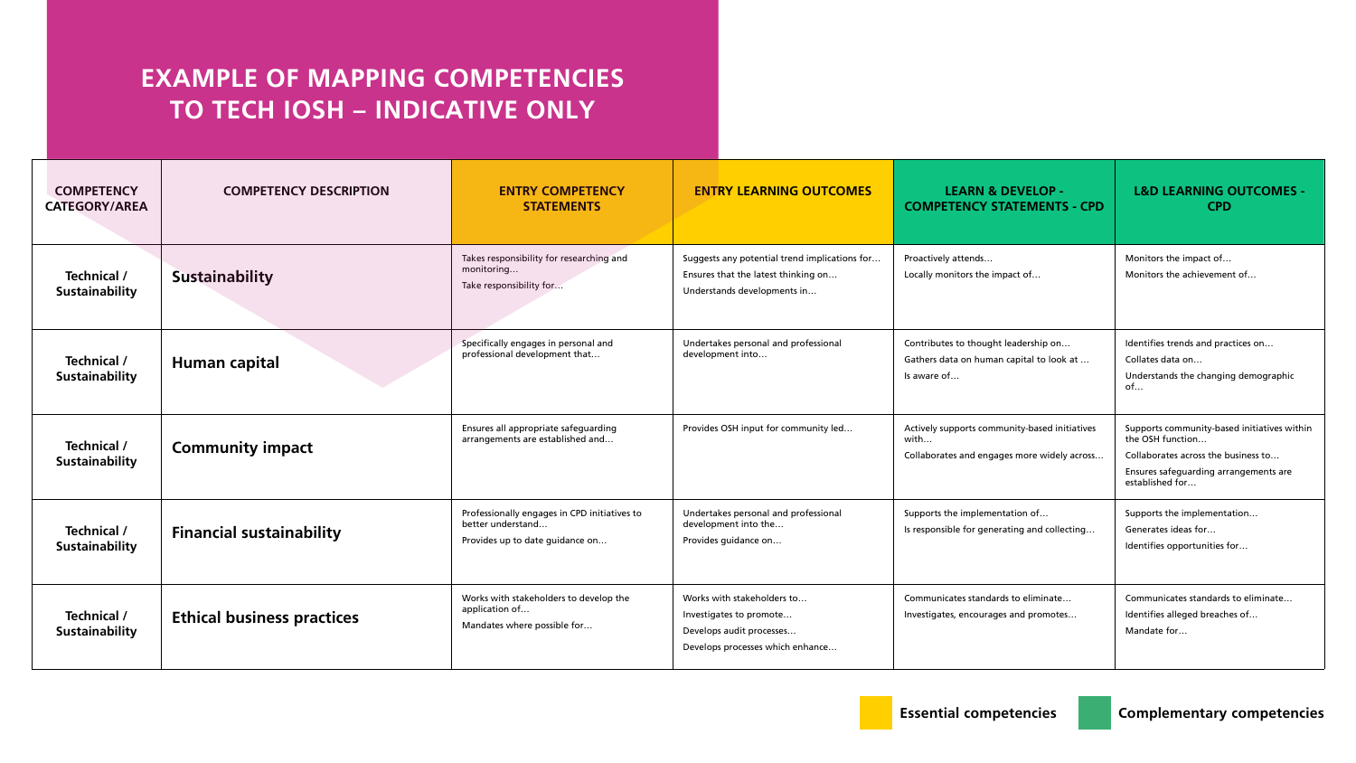# EXAMPLE OF MAPPING COMPETENCIES TO TECH IOSH – INDICATIVE ONLY

| COMPETENCY CATEGORY/AREA | COMPETENCY DESCRIPTION | ENTRY COMPETENCY STATEMENTS | ENTRY LEARNING OUTCOMES | LEARN & DEVELOP - COMPETENCY STATEMENTS - CPD | L&D LEARNING OUTCOMES - CPD |
|---|---|---|---|---|---|
| Technical / Sustainability | **Sustainability** | Takes responsibility for researching and monitoring…<br>Take responsibility for… | Suggests any potential trend implications for…<br>Ensures that the latest thinking on…<br>Understands developments in… | Proactively attends…<br>Locally monitors the impact of… | Monitors the impact of…<br>Monitors the achievement of… |
| Technical / Sustainability | **Human capital** | Specifically engages in personal and professional development that… | Undertakes personal and professional development into… | Contributes to thought leadership on…<br>Gathers data on human capital to look at …<br>Is aware of… | Identifies trends and practices on…<br>Collates data on…<br>Understands the changing demographic of… |
| Technical / Sustainability | **Community impact** | Ensures all appropriate safeguarding arrangements are established and… | Provides OSH input for community led… | Actively supports community-based initiatives with…<br>Collaborates and engages more widely across… | Supports community-based initiatives within the OSH function…<br>Collaborates across the business to…<br>Ensures safeguarding arrangements are established for… |
| Technical / Sustainability | **Financial sustainability** | Professionally engages in CPD initiatives to better understand…<br>Provides up to date guidance on… | Undertakes personal and professional development into the…<br>Provides guidance on… | Supports the implementation of…<br>Is responsible for generating and collecting… | Supports the implementation…<br>Generates ideas for…<br>Identifies opportunities for… |
| Technical / Sustainability | **Ethical business practices** | Works with stakeholders to develop the application of…<br>Mandates where possible for… | Works with stakeholders to…<br>Investigates to promote…<br>Develops audit processes…<br>Develops processes which enhance… | Communicates standards to eliminate…<br>Investigates, encourages and promotes… | Communicates standards to eliminate…<br>Identifies alleged breaches of…<br>Mandate for… |

**Essential competencies** | **Complementary competencies**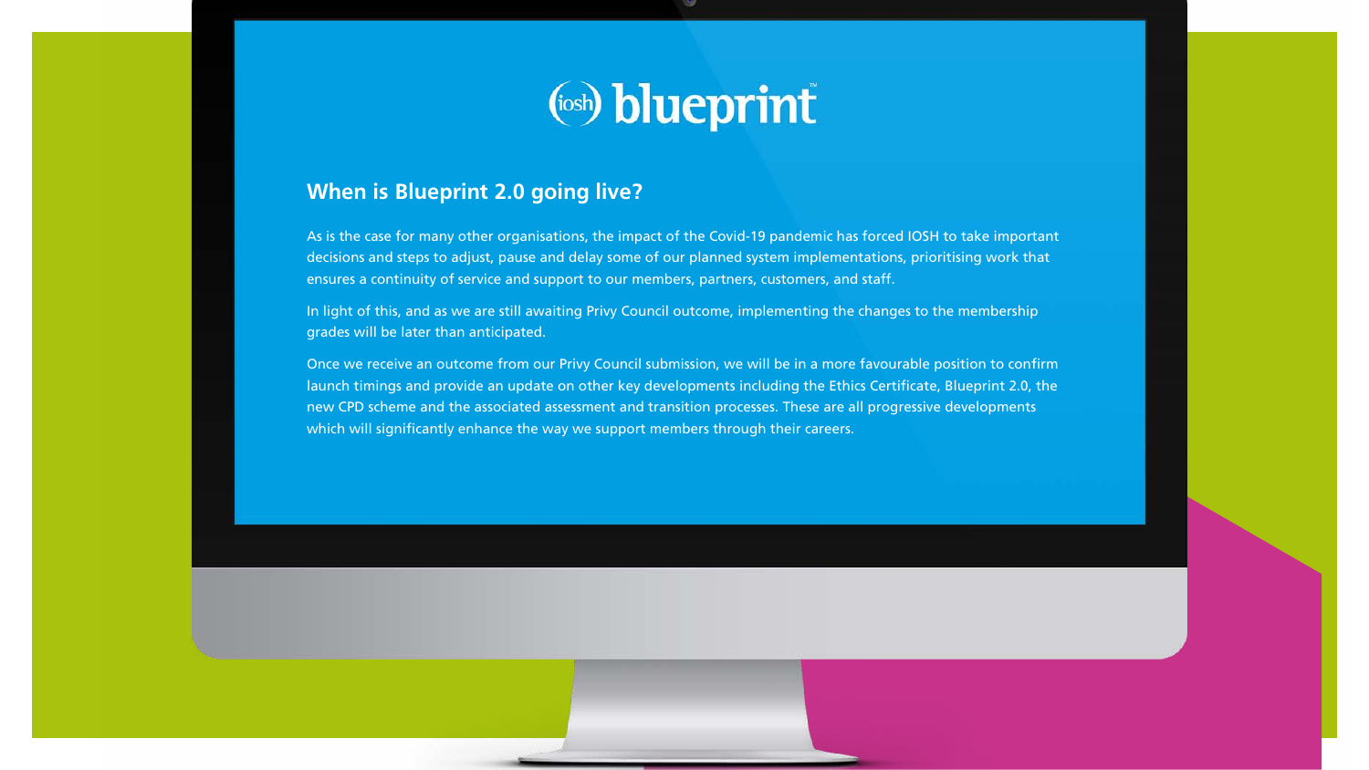(iosh) blueprint™

## When is Blueprint 2.0 going live?

As is the case for many other organisations, the impact of the Covid-19 pandemic has forced IOSH to take important decisions and steps to adjust, pause and delay some of our planned system implementations, prioritising work that ensures a continuity of service and support to our members, partners, customers, and staff.

In light of this, and as we are still awaiting Privy Council outcome, implementing the changes to the membership grades will be later than anticipated.

Once we receive an outcome from our Privy Council submission, we will be in a more favourable position to confirm launch timings and provide an update on other key developments including the Ethics Certificate, Blueprint 2.0, the new CPD scheme and the associated assessment and transition processes. These are all progressive developments which will significantly enhance the way we support members through their careers.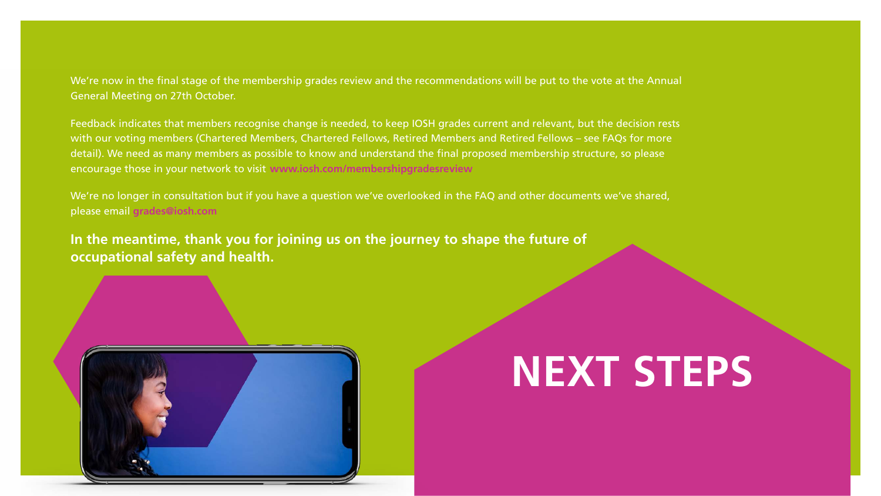# NEXT STEPS

We're now in the final stage of the membership grades review and the recommendations will be put to the vote at the Annual General Meeting on 27th October.

Feedback indicates that members recognise change is needed, to keep IOSH grades current and relevant, but the decision rests with our voting members (Chartered Members, Chartered Fellows, Retired Members and Retired Fellows – see FAQs for more detail). We need as many members as possible to know and understand the final proposed membership structure, so please encourage those in your network to visit **www.iosh.com/membershipgradesreview**

We're no longer in consultation but if you have a question we've overlooked in the FAQ and other documents we've shared, please email **grades@iosh.com**

**In the meantime, thank you for joining us on the journey to shape the future of occupational safety and health.**